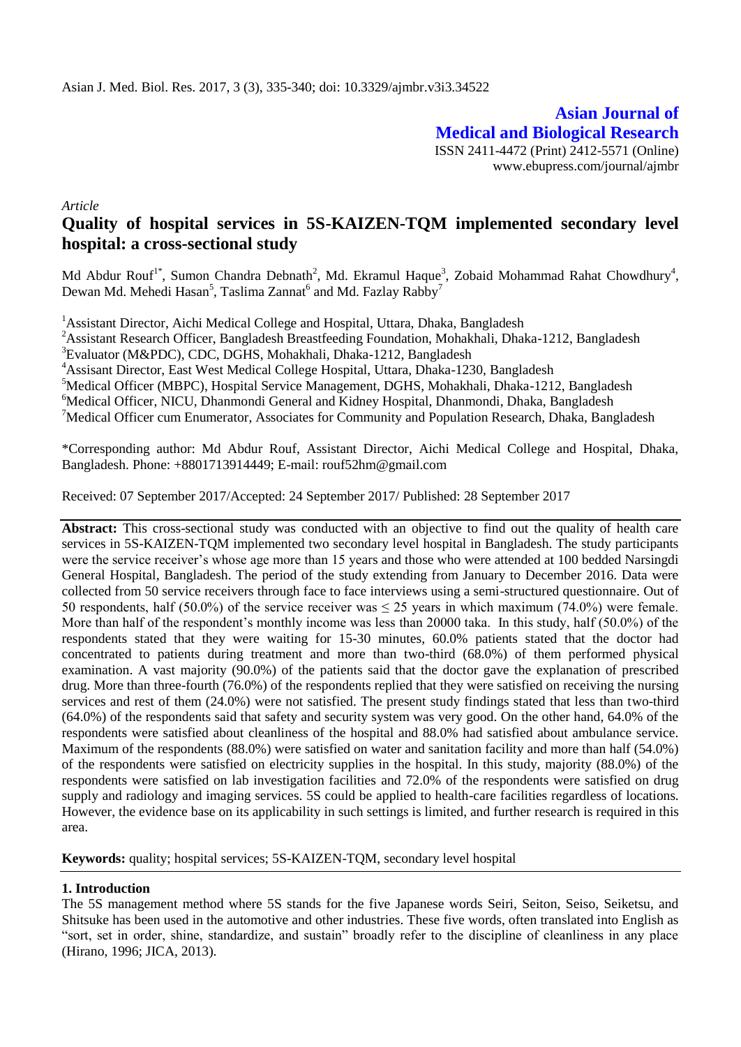# Asian Journal of Medical and Biological Research

ISSN 2411-4472 (Print) 2412-5571 (Online)
www.ebupress.com/journal/ajmbr

*Article*

## Quality of hospital services in 5S-KAIZEN-TQM implemented secondary level hospital: a cross-sectional study

Md Abdur Rouf[1*], Sumon Chandra Debnath[2], Md. Ekramul Haque[3], Zobaid Mohammad Rahat Chowdhury[4], Dewan Md. Mehedi Hasan[5], Taslima Zannat[6] and Md. Fazlay Rabby[7]

[1]Assistant Director, Aichi Medical College and Hospital, Uttara, Dhaka, Bangladesh
[2]Assistant Research Officer, Bangladesh Breastfeeding Foundation, Mohakhali, Dhaka-1212, Bangladesh
[3]Evaluator (M&PDC), CDC, DGHS, Mohakhali, Dhaka-1212, Bangladesh
[4]Assisant Director, East West Medical College Hospital, Uttara, Dhaka-1230, Bangladesh
[5]Medical Officer (MBPC), Hospital Service Management, DGHS, Mohakhali, Dhaka-1212, Bangladesh
[6]Medical Officer, NICU, Dhanmondi General and Kidney Hospital, Dhanmondi, Dhaka, Bangladesh
[7]Medical Officer cum Enumerator, Associates for Community and Population Research, Dhaka, Bangladesh

*Corresponding author: Md Abdur Rouf, Assistant Director, Aichi Medical College and Hospital, Dhaka, Bangladesh. Phone: +8801713914449; E-mail: rouf52hm@gmail.com

Received: 07 September 2017/Accepted: 24 September 2017/ Published: 28 September 2017

**Abstract:** This cross-sectional study was conducted with an objective to find out the quality of health care services in 5S-KAIZEN-TQM implemented two secondary level hospital in Bangladesh. The study participants were the service receiver's whose age more than 15 years and those who were attended at 100 bedded Narsingdi General Hospital, Bangladesh. The period of the study extending from January to December 2016. Data were collected from 50 service receivers through face to face interviews using a semi-structured questionnaire. Out of 50 respondents, half (50.0%) of the service receiver was ≤ 25 years in which maximum (74.0%) were female. More than half of the respondent's monthly income was less than 20000 taka. In this study, half (50.0%) of the respondents stated that they were waiting for 15-30 minutes, 60.0% patients stated that the doctor had concentrated to patients during treatment and more than two-third (68.0%) of them performed physical examination. A vast majority (90.0%) of the patients said that the doctor gave the explanation of prescribed drug. More than three-fourth (76.0%) of the respondents replied that they were satisfied on receiving the nursing services and rest of them (24.0%) were not satisfied. The present study findings stated that less than two-third (64.0%) of the respondents said that safety and security system was very good. On the other hand, 64.0% of the respondents were satisfied about cleanliness of the hospital and 88.0% had satisfied about ambulance service. Maximum of the respondents (88.0%) were satisfied on water and sanitation facility and more than half (54.0%) of the respondents were satisfied on electricity supplies in the hospital. In this study, majority (88.0%) of the respondents were satisfied on lab investigation facilities and 72.0% of the respondents were satisfied on drug supply and radiology and imaging services. 5S could be applied to health-care facilities regardless of locations. However, the evidence base on its applicability in such settings is limited, and further research is required in this area.

**Keywords:** quality; hospital services; 5S-KAIZEN-TQM, secondary level hospital

## 1. Introduction

The 5S management method where 5S stands for the five Japanese words Seiri, Seiton, Seiso, Seiketsu, and Shitsuke has been used in the automotive and other industries. These five words, often translated into English as "sort, set in order, shine, standardize, and sustain" broadly refer to the discipline of cleanliness in any place (Hirano, 1996; JICA, 2013).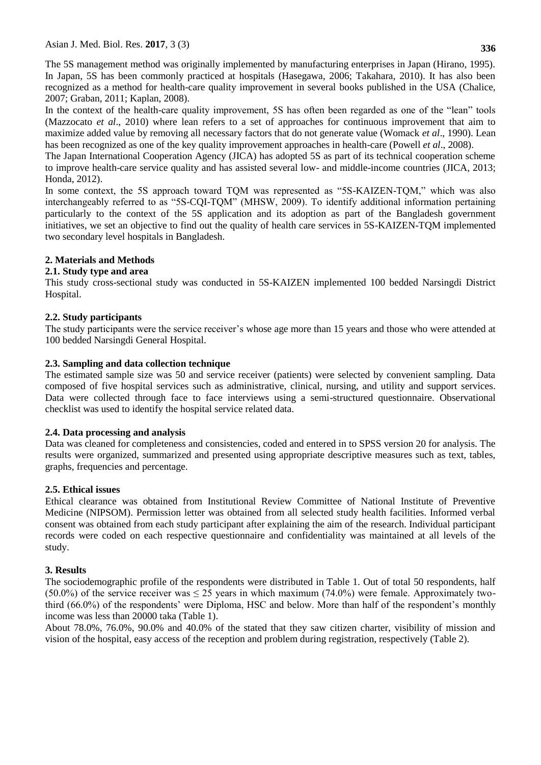The 5S management method was originally implemented by manufacturing enterprises in Japan (Hirano, 1995). In Japan, 5S has been commonly practiced at hospitals (Hasegawa, 2006; Takahara, 2010). It has also been recognized as a method for health-care quality improvement in several books published in the USA (Chalice, 2007; Graban, 2011; Kaplan, 2008).

In the context of the health-care quality improvement, 5S has often been regarded as one of the "lean" tools (Mazzocato *et al*., 2010) where lean refers to a set of approaches for continuous improvement that aim to maximize added value by removing all necessary factors that do not generate value (Womack *et al*., 1990). Lean has been recognized as one of the key quality improvement approaches in health-care (Powell *et al*., 2008).

The Japan International Cooperation Agency (JICA) has adopted 5S as part of its technical cooperation scheme to improve health-care service quality and has assisted several low- and middle-income countries (JICA, 2013; Honda, 2012).

In some context, the 5S approach toward TQM was represented as "5S-KAIZEN-TQM," which was also interchangeably referred to as "5S-CQI-TQM" (MHSW, 2009). To identify additional information pertaining particularly to the context of the 5S application and its adoption as part of the Bangladesh government initiatives, we set an objective to find out the quality of health care services in 5S-KAIZEN-TQM implemented two secondary level hospitals in Bangladesh.

## 2. Materials and Methods

### 2.1. Study type and area

This study cross-sectional study was conducted in 5S-KAIZEN implemented 100 bedded Narsingdi District Hospital.

### 2.2. Study participants

The study participants were the service receiver's whose age more than 15 years and those who were attended at 100 bedded Narsingdi General Hospital.

### 2.3. Sampling and data collection technique

The estimated sample size was 50 and service receiver (patients) were selected by convenient sampling. Data composed of five hospital services such as administrative, clinical, nursing, and utility and support services. Data were collected through face to face interviews using a semi-structured questionnaire. Observational checklist was used to identify the hospital service related data.

### 2.4. Data processing and analysis

Data was cleaned for completeness and consistencies, coded and entered in to SPSS version 20 for analysis. The results were organized, summarized and presented using appropriate descriptive measures such as text, tables, graphs, frequencies and percentage.

### 2.5. Ethical issues

Ethical clearance was obtained from Institutional Review Committee of National Institute of Preventive Medicine (NIPSOM). Permission letter was obtained from all selected study health facilities. Informed verbal consent was obtained from each study participant after explaining the aim of the research. Individual participant records were coded on each respective questionnaire and confidentiality was maintained at all levels of the study.

## 3. Results

The sociodemographic profile of the respondents were distributed in Table 1. Out of total 50 respondents, half (50.0%) of the service receiver was $\leq 25$ years in which maximum (74.0%) were female. Approximately two-third (66.0%) of the respondents' were Diploma, HSC and below. More than half of the respondent's monthly income was less than 20000 taka (Table 1).

About 78.0%, 76.0%, 90.0% and 40.0% of the stated that they saw citizen charter, visibility of mission and vision of the hospital, easy access of the reception and problem during registration, respectively (Table 2).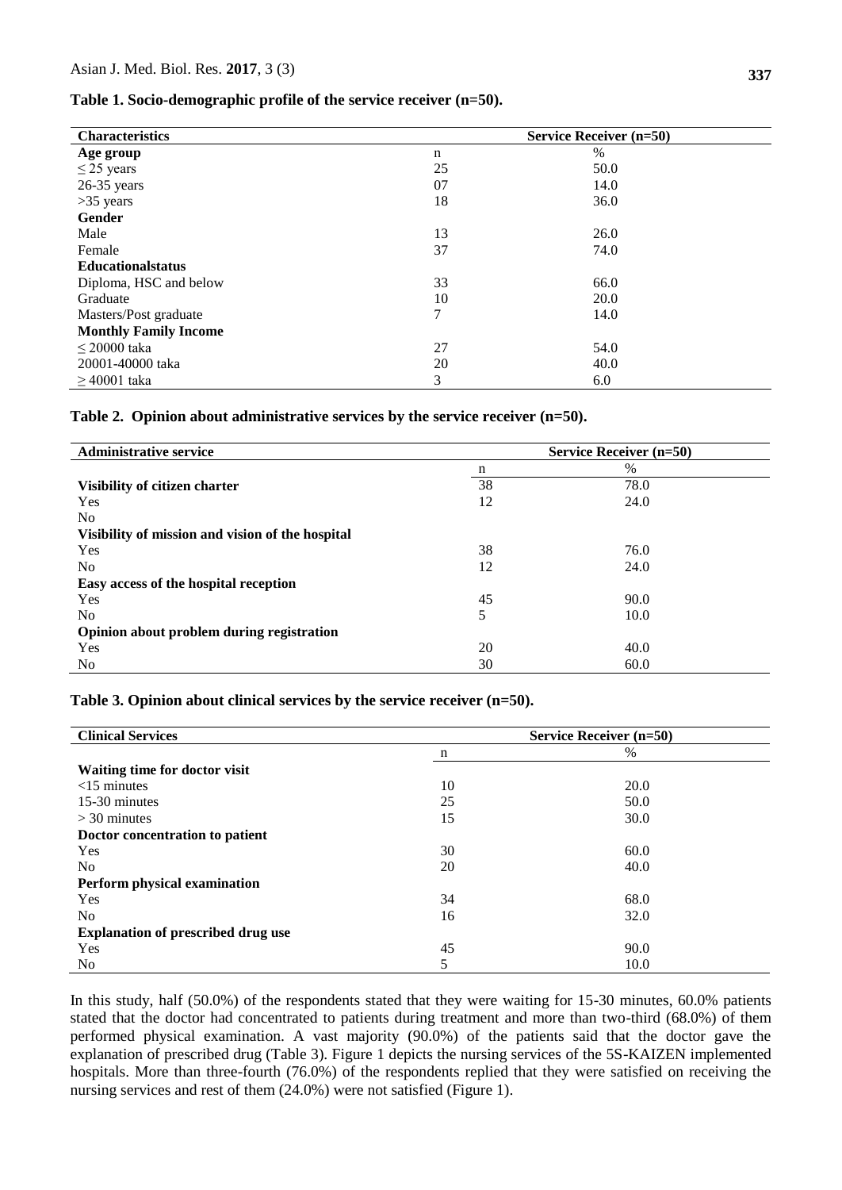**Table 1. Socio-demographic profile of the service receiver (n=50).**

| Characteristics | Service Receiver (n=50) | |
|---|---|---|
| **Age group** | n | % |
| ≤ 25 years | 25 | 50.0 |
| 26-35 years | 07 | 14.0 |
| >35 years | 18 | 36.0 |
| **Gender** | | |
| Male | 13 | 26.0 |
| Female | 37 | 74.0 |
| **Educationalstatus** | | |
| Diploma, HSC and below | 33 | 66.0 |
| Graduate | 10 | 20.0 |
| Masters/Post graduate | 7 | 14.0 |
| **Monthly Family Income** | | |
| ≤ 20000 taka | 27 | 54.0 |
| 20001-40000 taka | 20 | 40.0 |
| ≥ 40001 taka | 3 | 6.0 |

**Table 2. Opinion about administrative services by the service receiver (n=50).**

| Administrative service | Service Receiver (n=50) | |
|---|---|---|
| | n | % |
| **Visibility of citizen charter** | 38 | 78.0 |
| Yes | 12 | 24.0 |
| No | | |
| **Visibility of mission and vision of the hospital** | | |
| Yes | 38 | 76.0 |
| No | 12 | 24.0 |
| **Easy access of the hospital reception** | | |
| Yes | 45 | 90.0 |
| No | 5 | 10.0 |
| **Opinion about problem during registration** | | |
| Yes | 20 | 40.0 |
| No | 30 | 60.0 |

**Table 3. Opinion about clinical services by the service receiver (n=50).**

| Clinical Services | Service Receiver (n=50) | |
|---|---|---|
| | n | % |
| **Waiting time for doctor visit** | | |
| <15 minutes | 10 | 20.0 |
| 15-30 minutes | 25 | 50.0 |
| > 30 minutes | 15 | 30.0 |
| **Doctor concentration to patient** | | |
| Yes | 30 | 60.0 |
| No | 20 | 40.0 |
| **Perform physical examination** | | |
| Yes | 34 | 68.0 |
| No | 16 | 32.0 |
| **Explanation of prescribed drug use** | | |
| Yes | 45 | 90.0 |
| No | 5 | 10.0 |

In this study, half (50.0%) of the respondents stated that they were waiting for 15-30 minutes, 60.0% patients stated that the doctor had concentrated to patients during treatment and more than two-third (68.0%) of them performed physical examination. A vast majority (90.0%) of the patients said that the doctor gave the explanation of prescribed drug (Table 3). Figure 1 depicts the nursing services of the 5S-KAIZEN implemented hospitals. More than three-fourth (76.0%) of the respondents replied that they were satisfied on receiving the nursing services and rest of them (24.0%) were not satisfied (Figure 1).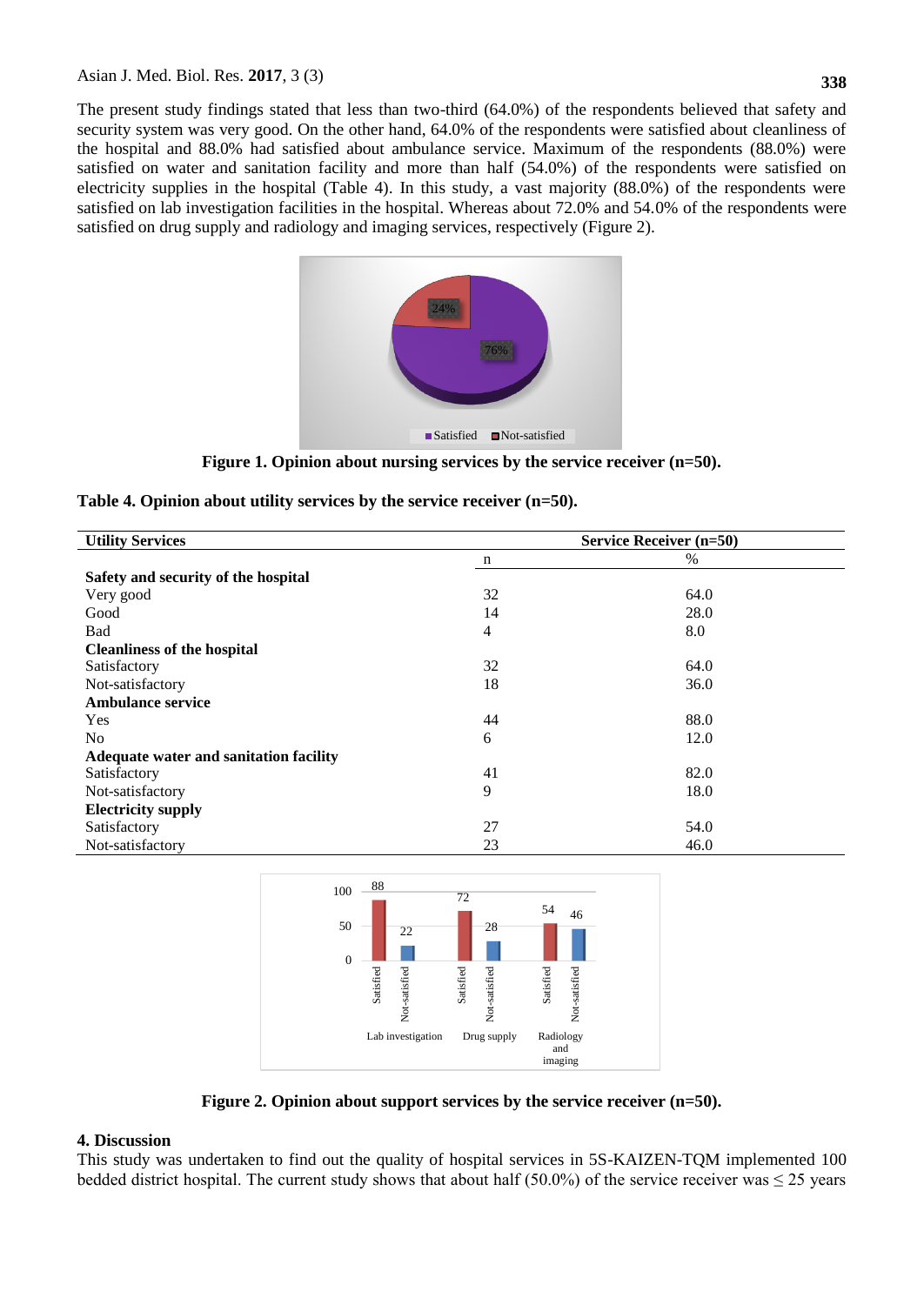The present study findings stated that less than two-third (64.0%) of the respondents believed that safety and security system was very good. On the other hand, 64.0% of the respondents were satisfied about cleanliness of the hospital and 88.0% had satisfied about ambulance service. Maximum of the respondents (88.0%) were satisfied on water and sanitation facility and more than half (54.0%) of the respondents were satisfied on electricity supplies in the hospital (Table 4). In this study, a vast majority (88.0%) of the respondents were satisfied on lab investigation facilities in the hospital. Whereas about 72.0% and 54.0% of the respondents were satisfied on drug supply and radiology and imaging services, respectively (Figure 2).

**Figure 1. Opinion about nursing services by the service receiver (n=50).**

**Table 4. Opinion about utility services by the service receiver (n=50).**

| Utility Services | Service Receiver (n=50) | |
|---|---|---|
| | n | % |
| **Safety and security of the hospital** | | |
| Very good | 32 | 64.0 |
| Good | 14 | 28.0 |
| Bad | 4 | 8.0 |
| **Cleanliness of the hospital** | | |
| Satisfactory | 32 | 64.0 |
| Not-satisfactory | 18 | 36.0 |
| **Ambulance service** | | |
| Yes | 44 | 88.0 |
| No | 6 | 12.0 |
| **Adequate water and sanitation facility** | | |
| Satisfactory | 41 | 82.0 |
| Not-satisfactory | 9 | 18.0 |
| **Electricity supply** | | |
| Satisfactory | 27 | 54.0 |
| Not-satisfactory | 23 | 46.0 |

**Figure 2. Opinion about support services by the service receiver (n=50).**

## 4. Discussion

This study was undertaken to find out the quality of hospital services in 5S-KAIZEN-TQM implemented 100 bedded district hospital. The current study shows that about half (50.0%) of the service receiver was ≤ 25 years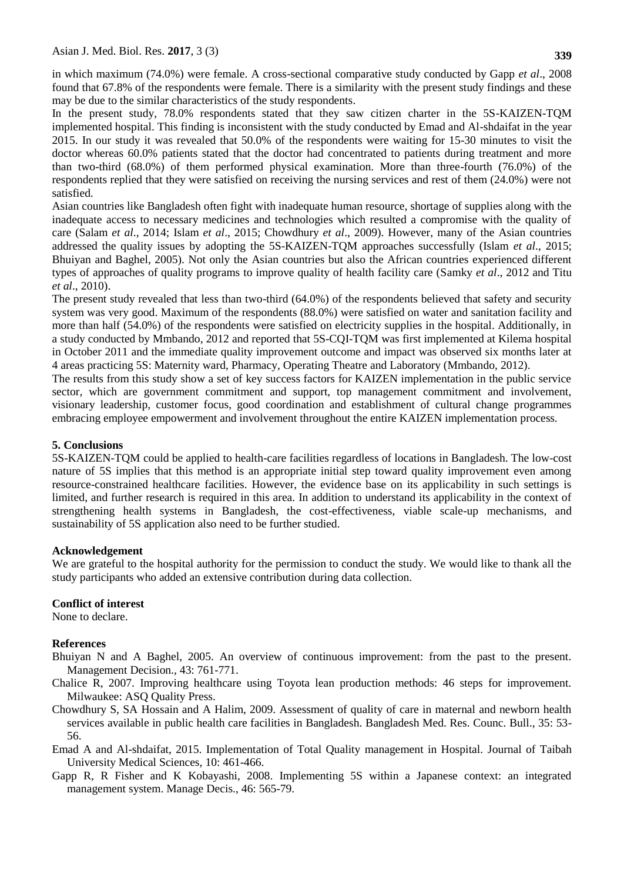in which maximum (74.0%) were female. A cross-sectional comparative study conducted by Gapp *et al*., 2008 found that 67.8% of the respondents were female. There is a similarity with the present study findings and these may be due to the similar characteristics of the study respondents.

In the present study, 78.0% respondents stated that they saw citizen charter in the 5S-KAIZEN-TQM implemented hospital. This finding is inconsistent with the study conducted by Emad and Al-shdaifat in the year 2015. In our study it was revealed that 50.0% of the respondents were waiting for 15-30 minutes to visit the doctor whereas 60.0% patients stated that the doctor had concentrated to patients during treatment and more than two-third (68.0%) of them performed physical examination. More than three-fourth (76.0%) of the respondents replied that they were satisfied on receiving the nursing services and rest of them (24.0%) were not satisfied.

Asian countries like Bangladesh often fight with inadequate human resource, shortage of supplies along with the inadequate access to necessary medicines and technologies which resulted a compromise with the quality of care (Salam *et al*., 2014; Islam *et al*., 2015; Chowdhury *et al*., 2009). However, many of the Asian countries addressed the quality issues by adopting the 5S-KAIZEN-TQM approaches successfully (Islam *et al*., 2015; Bhuiyan and Baghel, 2005). Not only the Asian countries but also the African countries experienced different types of approaches of quality programs to improve quality of health facility care (Samky *et al*., 2012 and Titu *et al*., 2010).

The present study revealed that less than two-third (64.0%) of the respondents believed that safety and security system was very good. Maximum of the respondents (88.0%) were satisfied on water and sanitation facility and more than half (54.0%) of the respondents were satisfied on electricity supplies in the hospital. Additionally, in a study conducted by Mmbando, 2012 and reported that 5S-CQI-TQM was first implemented at Kilema hospital in October 2011 and the immediate quality improvement outcome and impact was observed six months later at 4 areas practicing 5S: Maternity ward, Pharmacy, Operating Theatre and Laboratory (Mmbando, 2012).

The results from this study show a set of key success factors for KAIZEN implementation in the public service sector, which are government commitment and support, top management commitment and involvement, visionary leadership, customer focus, good coordination and establishment of cultural change programmes embracing employee empowerment and involvement throughout the entire KAIZEN implementation process.

## 5. Conclusions

5S-KAIZEN-TQM could be applied to health-care facilities regardless of locations in Bangladesh. The low-cost nature of 5S implies that this method is an appropriate initial step toward quality improvement even among resource-constrained healthcare facilities. However, the evidence base on its applicability in such settings is limited, and further research is required in this area. In addition to understand its applicability in the context of strengthening health systems in Bangladesh, the cost-effectiveness, viable scale-up mechanisms, and sustainability of 5S application also need to be further studied.

## Acknowledgement

We are grateful to the hospital authority for the permission to conduct the study. We would like to thank all the study participants who added an extensive contribution during data collection.

## Conflict of interest

None to declare.

## References

Bhuiyan N and A Baghel, 2005. An overview of continuous improvement: from the past to the present. Management Decision., 43: 761-771.

Chalice R, 2007. Improving healthcare using Toyota lean production methods: 46 steps for improvement. Milwaukee: ASQ Quality Press.

Chowdhury S, SA Hossain and A Halim, 2009. Assessment of quality of care in maternal and newborn health services available in public health care facilities in Bangladesh. Bangladesh Med. Res. Counc. Bull., 35: 53-56.

Emad A and Al-shdaifat, 2015. Implementation of Total Quality management in Hospital. Journal of Taibah University Medical Sciences, 10: 461-466.

Gapp R, R Fisher and K Kobayashi, 2008. Implementing 5S within a Japanese context: an integrated management system. Manage Decis., 46: 565-79.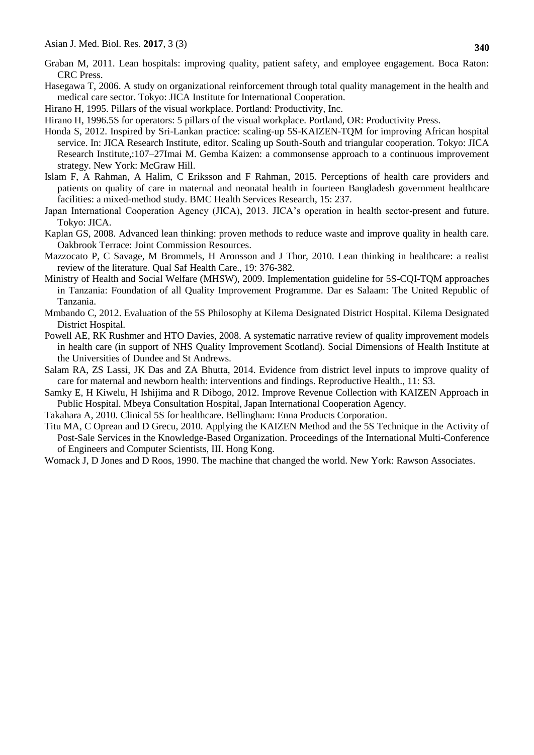Graban M, 2011. Lean hospitals: improving quality, patient safety, and employee engagement. Boca Raton: CRC Press.

Hasegawa T, 2006. A study on organizational reinforcement through total quality management in the health and medical care sector. Tokyo: JICA Institute for International Cooperation.

Hirano H, 1995. Pillars of the visual workplace. Portland: Productivity, Inc.

Hirano H, 1996.5S for operators: 5 pillars of the visual workplace. Portland, OR: Productivity Press.

Honda S, 2012. Inspired by Sri-Lankan practice: scaling-up 5S-KAIZEN-TQM for improving African hospital service. In: JICA Research Institute, editor. Scaling up South-South and triangular cooperation. Tokyo: JICA Research Institute,:107–27Imai M. Gemba Kaizen: a commonsense approach to a continuous improvement strategy. New York: McGraw Hill.

Islam F, A Rahman, A Halim, C Eriksson and F Rahman, 2015. Perceptions of health care providers and patients on quality of care in maternal and neonatal health in fourteen Bangladesh government healthcare facilities: a mixed-method study. BMC Health Services Research, 15: 237.

Japan International Cooperation Agency (JICA), 2013. JICA's operation in health sector-present and future. Tokyo: JICA.

Kaplan GS, 2008. Advanced lean thinking: proven methods to reduce waste and improve quality in health care. Oakbrook Terrace: Joint Commission Resources.

Mazzocato P, C Savage, M Brommels, H Aronsson and J Thor, 2010. Lean thinking in healthcare: a realist review of the literature. Qual Saf Health Care., 19: 376-382.

Ministry of Health and Social Welfare (MHSW), 2009. Implementation guideline for 5S-CQI-TQM approaches in Tanzania: Foundation of all Quality Improvement Programme. Dar es Salaam: The United Republic of Tanzania.

Mmbando C, 2012. Evaluation of the 5S Philosophy at Kilema Designated District Hospital. Kilema Designated District Hospital.

Powell AE, RK Rushmer and HTO Davies, 2008. A systematic narrative review of quality improvement models in health care (in support of NHS Quality Improvement Scotland). Social Dimensions of Health Institute at the Universities of Dundee and St Andrews.

Salam RA, ZS Lassi, JK Das and ZA Bhutta, 2014. Evidence from district level inputs to improve quality of care for maternal and newborn health: interventions and findings. Reproductive Health., 11: S3.

Samky E, H Kiwelu, H Ishijima and R Dibogo, 2012. Improve Revenue Collection with KAIZEN Approach in Public Hospital. Mbeya Consultation Hospital, Japan International Cooperation Agency.

Takahara A, 2010. Clinical 5S for healthcare. Bellingham: Enna Products Corporation.

Titu MA, C Oprean and D Grecu, 2010. Applying the KAIZEN Method and the 5S Technique in the Activity of Post-Sale Services in the Knowledge-Based Organization. Proceedings of the International Multi-Conference of Engineers and Computer Scientists, III. Hong Kong.

Womack J, D Jones and D Roos, 1990. The machine that changed the world. New York: Rawson Associates.